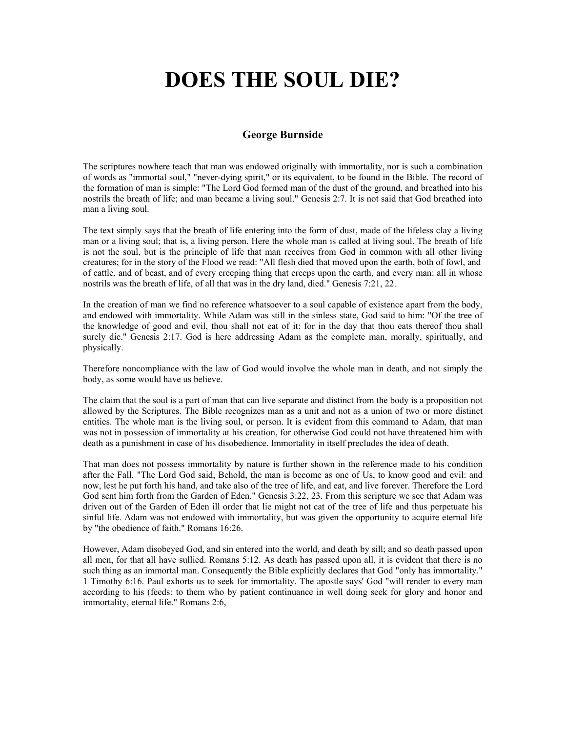# DOES THE SOUL DIE?

### George Burnside

The scriptures nowhere teach that man was endowed originally with immortality, nor is such a combination of words as "immortal soul," "never-dying spirit," or its equivalent, to be found in the Bible. The record of the formation of man is simple: "The Lord God formed man of the dust of the ground, and breathed into his nostrils the breath of life; and man became a living soul." Genesis 2:7. It is not said that God breathed into man a living soul.

The text simply says that the breath of life entering into the form of dust, made of the lifeless clay a living man or a living soul; that is, a living person. Here the whole man is called at living soul. The breath of life is not the soul, but is the principle of life that man receives from God in common with all other living creatures; for in the story of the Flood we read: "All flesh died that moved upon the earth, both of fowl, and of cattle, and of beast, and of every creeping thing that creeps upon the earth, and every man: all in whose nostrils was the breath of life, of all that was in the dry land, died." Genesis 7:21, 22.

In the creation of man we find no reference whatsoever to a soul capable of existence apart from the body, and endowed with immortality. While Adam was still in the sinless state, God said to him: "Of the tree of the knowledge of good and evil, thou shall not eat of it: for in the day that thou eats thereof thou shall surely die." Genesis 2:17. God is here addressing Adam as the complete man, morally, spiritually, and physically.

Therefore noncompliance with the law of God would involve the whole man in death, and not simply the body, as some would have us believe.

The claim that the soul is a part of man that can live separate and distinct from the body is a proposition not allowed by the Scriptures. The Bible recognizes man as a unit and not as a union of two or more distinct entities. The whole man is the living soul, or person. It is evident from this command to Adam, that man was not in possession of immortality at his creation, for otherwise God could not have threatened him with death as a punishment in case of his disobedience. Immortality in itself precludes the idea of death.

That man does not possess immortality by nature is further shown in the reference made to his condition after the Fall. "The Lord God said, Behold, the man is become as one of Us, to know good and evil: and now, lest he put forth his hand, and take also of the tree of life, and eat, and live forever. Therefore the Lord God sent him forth from the Garden of Eden." Genesis 3:22, 23. From this scripture we see that Adam was driven out of the Garden of Eden ill order that lie might not cat of the tree of life and thus perpetuate his sinful life. Adam was not endowed with immortality, but was given the opportunity to acquire eternal life by "the obedience of faith." Romans 16:26.

However, Adam disobeyed God, and sin entered into the world, and death by sill; and so death passed upon all men, for that all have sullied. Romans 5:12. As death has passed upon all, it is evident that there is no such thing as an immortal man. Consequently the Bible explicitly declares that God "only has immortality." 1 Timothy 6:16. Paul exhorts us to seek for immortality. The apostle says' God "will render to every man according to his (feeds: to them who by patient continuance in well doing seek for glory and honor and immortality, eternal life." Romans 2:6,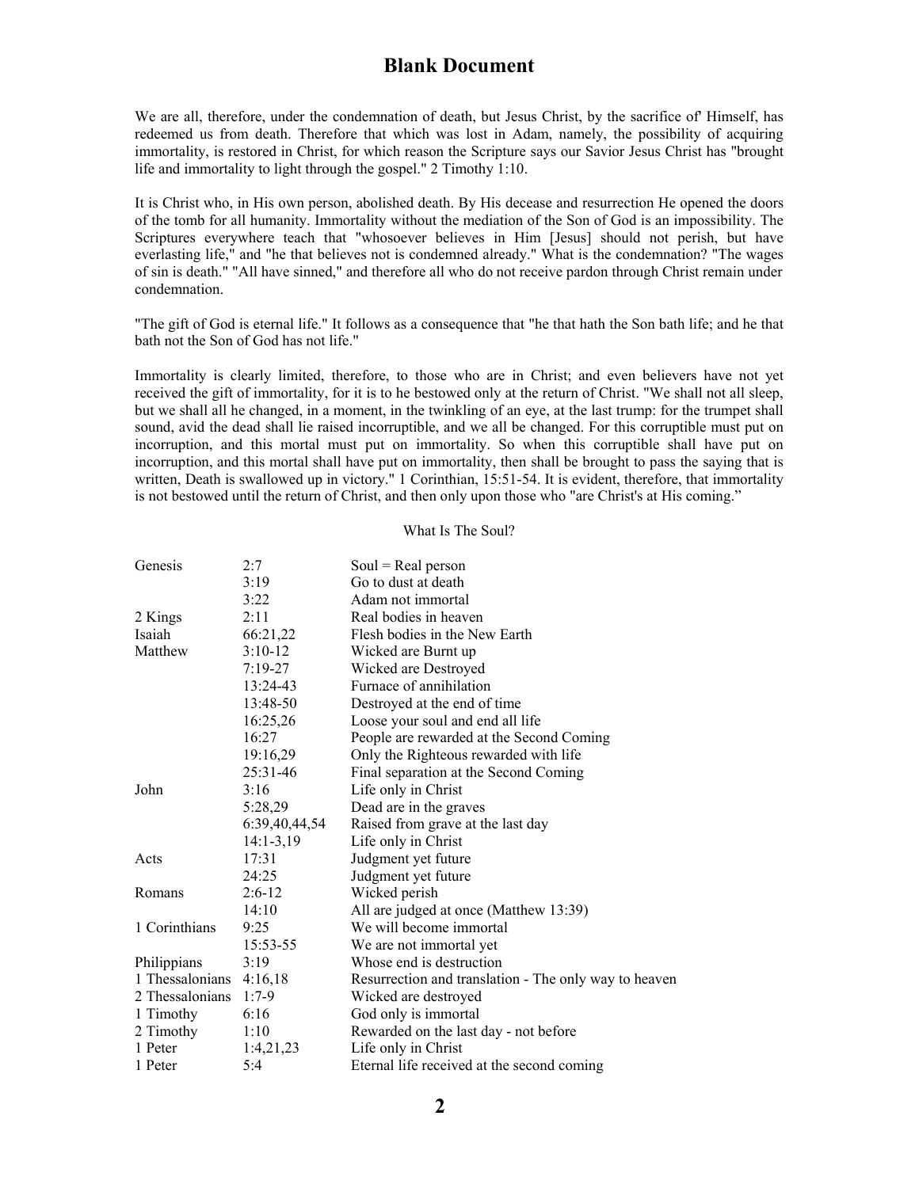We are all, therefore, under the condemnation of death, but Jesus Christ, by the sacrifice of' Himself, has redeemed us from death. Therefore that which was lost in Adam, namely, the possibility of acquiring immortality, is restored in Christ, for which reason the Scripture says our Savior Jesus Christ has "brought life and immortality to light through the gospel." 2 Timothy 1:10.

It is Christ who, in His own person, abolished death. By His decease and resurrection He opened the doors of the tomb for all humanity. Immortality without the mediation of the Son of God is an impossibility. The Scriptures everywhere teach that "whosoever believes in Him [Jesus] should not perish, but have everlasting life," and "he that believes not is condemned already." What is the condemnation? "The wages of sin is death." "All have sinned," and therefore all who do not receive pardon through Christ remain under condemnation.

"The gift of God is eternal life." It follows as a consequence that "he that hath the Son bath life; and he that bath not the Son of God has not life."

Immortality is clearly limited, therefore, to those who are in Christ; and even believers have not yet received the gift of immortality, for it is to he bestowed only at the return of Christ. "We shall not all sleep, but we shall all he changed, in a moment, in the twinkling of an eye, at the last trump: for the trumpet shall sound, avid the dead shall lie raised incorruptible, and we all be changed. For this corruptible must put on incorruption, and this mortal must put on immortality. So when this corruptible shall have put on incorruption, and this mortal shall have put on immortality, then shall be brought to pass the saying that is written, Death is swallowed up in victory." 1 Corinthian, 15:51-54. It is evident, therefore, that immortality is not bestowed until the return of Christ, and then only upon those who "are Christ's at His coming."

What Is The Soul?

| | | |
|---|---|---|
| Genesis | 2:7 | Soul = Real person |
| | 3:19 | Go to dust at death |
| | 3:22 | Adam not immortal |
| 2 Kings | 2:11 | Real bodies in heaven |
| Isaiah | 66:21,22 | Flesh bodies in the New Earth |
| Matthew | 3:10-12 | Wicked are Burnt up |
| | 7:19-27 | Wicked are Destroyed |
| | 13:24-43 | Furnace of annihilation |
| | 13:48-50 | Destroyed at the end of time |
| | 16:25,26 | Loose your soul and end all life |
| | 16:27 | People are rewarded at the Second Coming |
| | 19:16,29 | Only the Righteous rewarded with life |
| | 25:31-46 | Final separation at the Second Coming |
| John | 3:16 | Life only in Christ |
| | 5:28,29 | Dead are in the graves |
| | 6:39,40,44,54 | Raised from grave at the last day |
| | 14:1-3,19 | Life only in Christ |
| Acts | 17:31 | Judgment yet future |
| | 24:25 | Judgment yet future |
| Romans | 2:6-12 | Wicked perish |
| | 14:10 | All are judged at once (Matthew 13:39) |
| 1 Corinthians | 9:25 | We will become immortal |
| | 15:53-55 | We are not immortal yet |
| Philippians | 3:19 | Whose end is destruction |
| 1 Thessalonians | 4:16,18 | Resurrection and translation - The only way to heaven |
| 2 Thessalonians | 1:7-9 | Wicked are destroyed |
| 1 Timothy | 6:16 | God only is immortal |
| 2 Timothy | 1:10 | Rewarded on the last day - not before |
| 1 Peter | 1:4,21,23 | Life only in Christ |
| 1 Peter | 5:4 | Eternal life received at the second coming |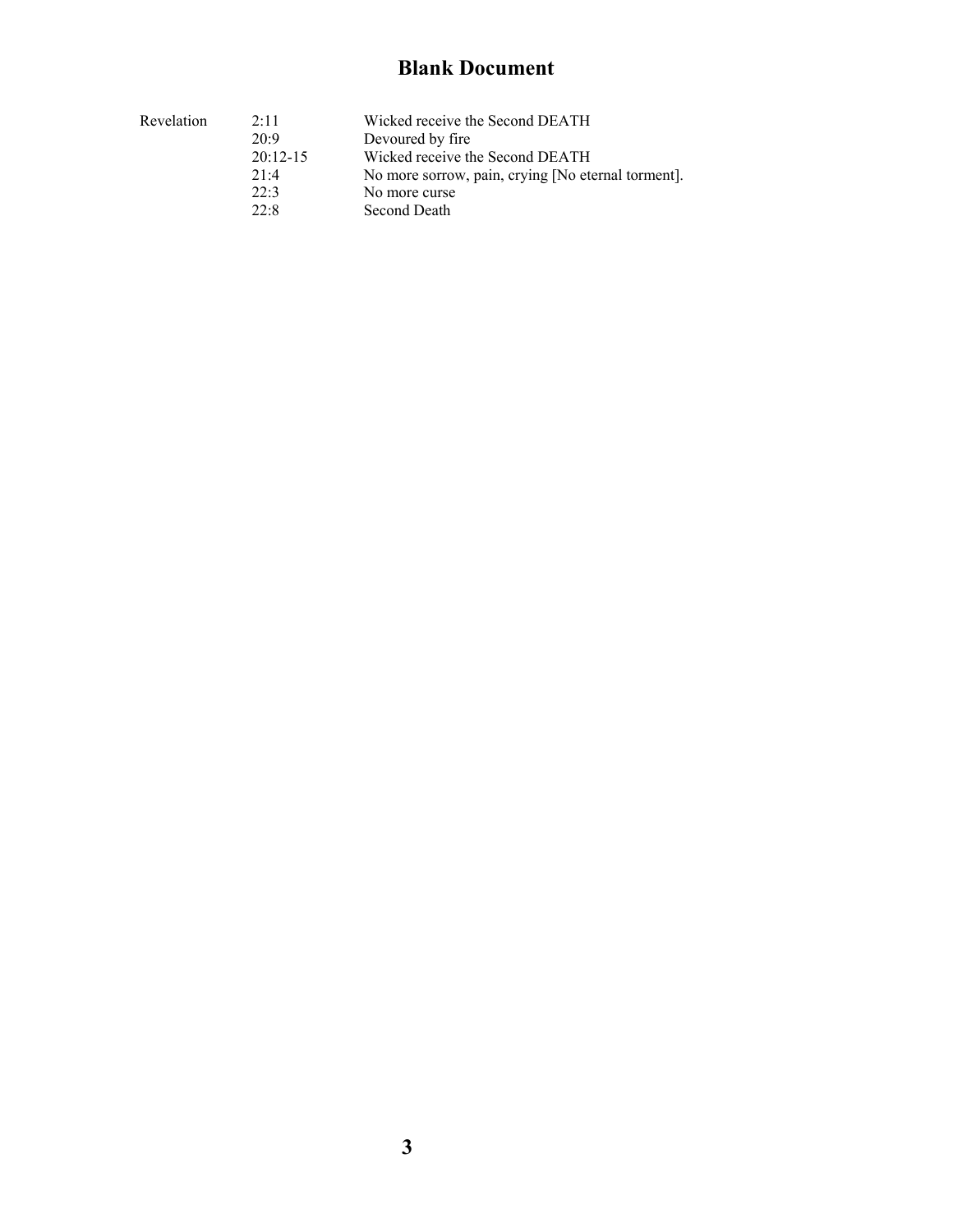# Blank Document

| | | |
|---|---|---|
| Revelation | 2:11 | Wicked receive the Second DEATH |
| | 20:9 | Devoured by fire |
| | 20:12-15 | Wicked receive the Second DEATH |
| | 21:4 | No more sorrow, pain, crying [No eternal torment]. |
| | 22:3 | No more curse |
| | 22:8 | Second Death |